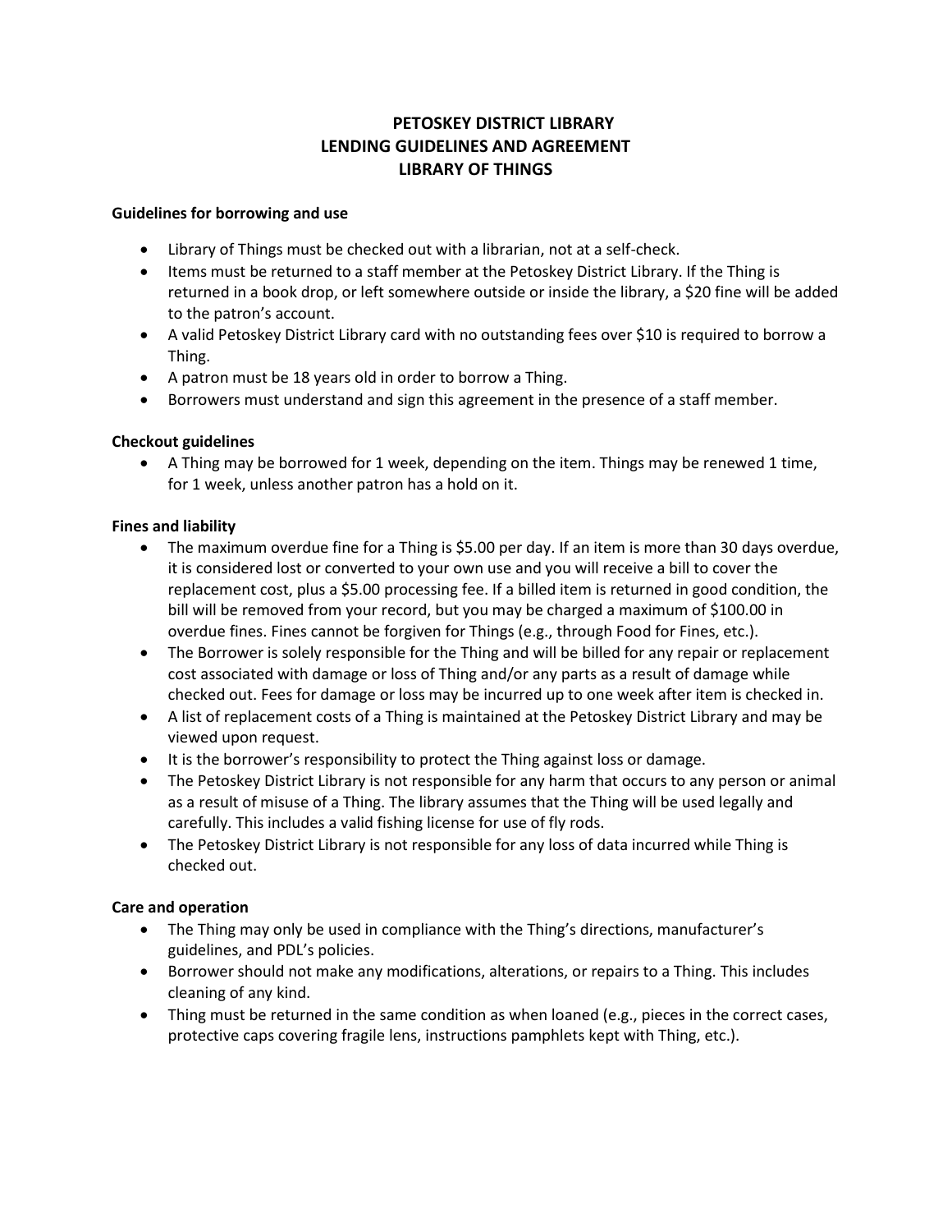# PETOSKEY DISTRICT LIBRARY
# LENDING GUIDELINES AND AGREEMENT
# LIBRARY OF THINGS

**Guidelines for borrowing and use**

- Library of Things must be checked out with a librarian, not at a self-check.
- Items must be returned to a staff member at the Petoskey District Library. If the Thing is returned in a book drop, or left somewhere outside or inside the library, a $20 fine will be added to the patron's account.
- A valid Petoskey District Library card with no outstanding fees over $10 is required to borrow a Thing.
- A patron must be 18 years old in order to borrow a Thing.
- Borrowers must understand and sign this agreement in the presence of a staff member.

**Checkout guidelines**

- A Thing may be borrowed for 1 week, depending on the item. Things may be renewed 1 time, for 1 week, unless another patron has a hold on it.

**Fines and liability**

- The maximum overdue fine for a Thing is $5.00 per day. If an item is more than 30 days overdue, it is considered lost or converted to your own use and you will receive a bill to cover the replacement cost, plus a $5.00 processing fee. If a billed item is returned in good condition, the bill will be removed from your record, but you may be charged a maximum of $100.00 in overdue fines. Fines cannot be forgiven for Things (e.g., through Food for Fines, etc.).
- The Borrower is solely responsible for the Thing and will be billed for any repair or replacement cost associated with damage or loss of Thing and/or any parts as a result of damage while checked out. Fees for damage or loss may be incurred up to one week after item is checked in.
- A list of replacement costs of a Thing is maintained at the Petoskey District Library and may be viewed upon request.
- It is the borrower's responsibility to protect the Thing against loss or damage.
- The Petoskey District Library is not responsible for any harm that occurs to any person or animal as a result of misuse of a Thing. The library assumes that the Thing will be used legally and carefully. This includes a valid fishing license for use of fly rods.
- The Petoskey District Library is not responsible for any loss of data incurred while Thing is checked out.

**Care and operation**

- The Thing may only be used in compliance with the Thing's directions, manufacturer's guidelines, and PDL's policies.
- Borrower should not make any modifications, alterations, or repairs to a Thing. This includes cleaning of any kind.
- Thing must be returned in the same condition as when loaned (e.g., pieces in the correct cases, protective caps covering fragile lens, instructions pamphlets kept with Thing, etc.).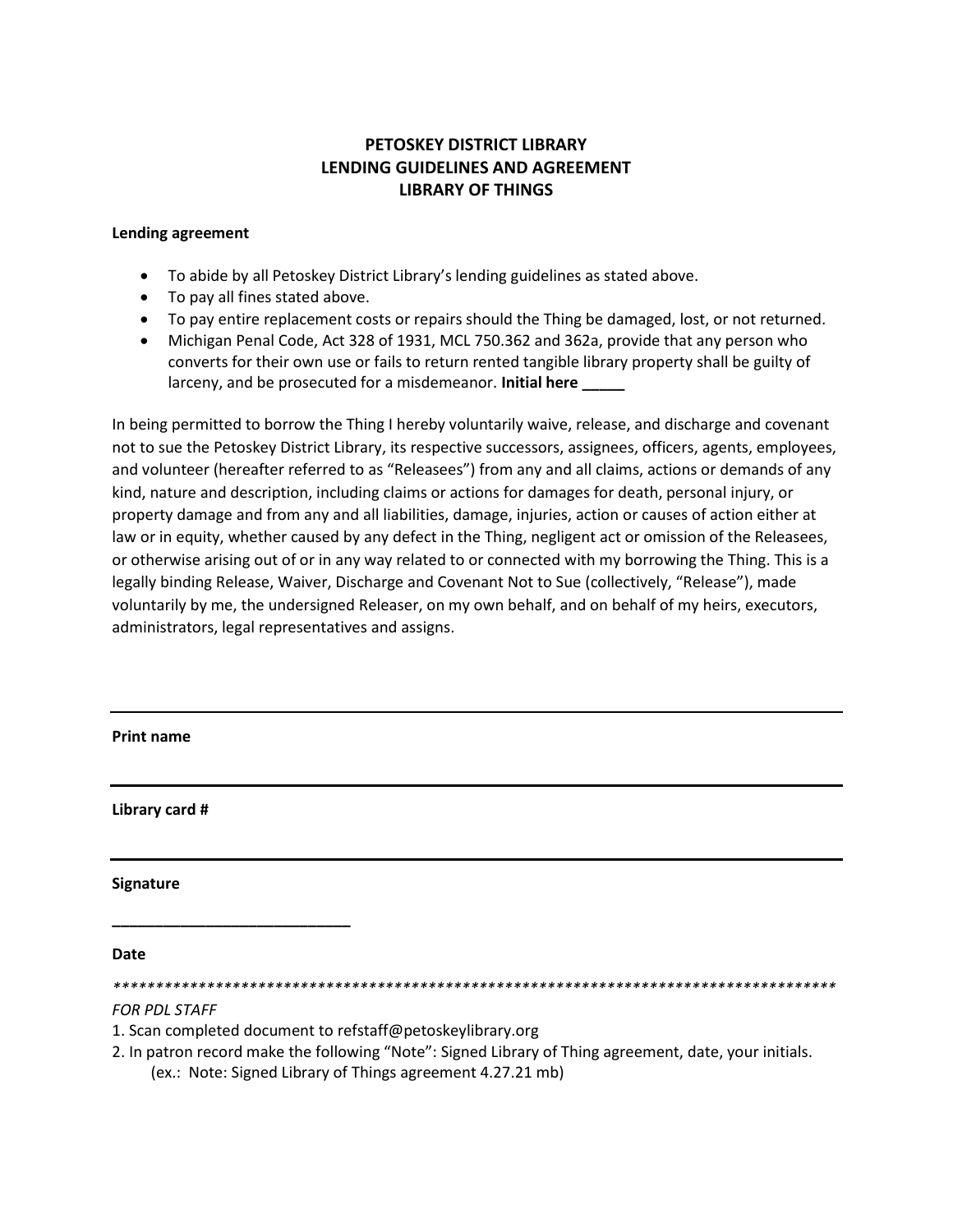**PETOSKEY DISTRICT LIBRARY**
**LENDING GUIDELINES AND AGREEMENT**
**LIBRARY OF THINGS**

**Lending agreement**

- To abide by all Petoskey District Library's lending guidelines as stated above.
- To pay all fines stated above.
- To pay entire replacement costs or repairs should the Thing be damaged, lost, or not returned.
- Michigan Penal Code, Act 328 of 1931, MCL 750.362 and 362a, provide that any person who converts for their own use or fails to return rented tangible library property shall be guilty of larceny, and be prosecuted for a misdemeanor. **Initial here _____**

In being permitted to borrow the Thing I hereby voluntarily waive, release, and discharge and covenant not to sue the Petoskey District Library, its respective successors, assignees, officers, agents, employees, and volunteer (hereafter referred to as "Releasees") from any and all claims, actions or demands of any kind, nature and description, including claims or actions for damages for death, personal injury, or property damage and from any and all liabilities, damage, injuries, action or causes of action either at law or in equity, whether caused by any defect in the Thing, negligent act or omission of the Releasees, or otherwise arising out of or in any way related to or connected with my borrowing the Thing. This is a legally binding Release, Waiver, Discharge and Covenant Not to Sue (collectively, "Release"), made voluntarily by me, the undersigned Releaser, on my own behalf, and on behalf of my heirs, executors, administrators, legal representatives and assigns.

---

**Print name**

---

**Library card #**

---

**Signature**

____________________________

**Date**

*****************************************************************************************

*FOR PDL STAFF*

1. Scan completed document to refstaff@petoskeylibrary.org
2. In patron record make the following "Note": Signed Library of Thing agreement, date, your initials.
   (ex.: Note: Signed Library of Things agreement 4.27.21 mb)